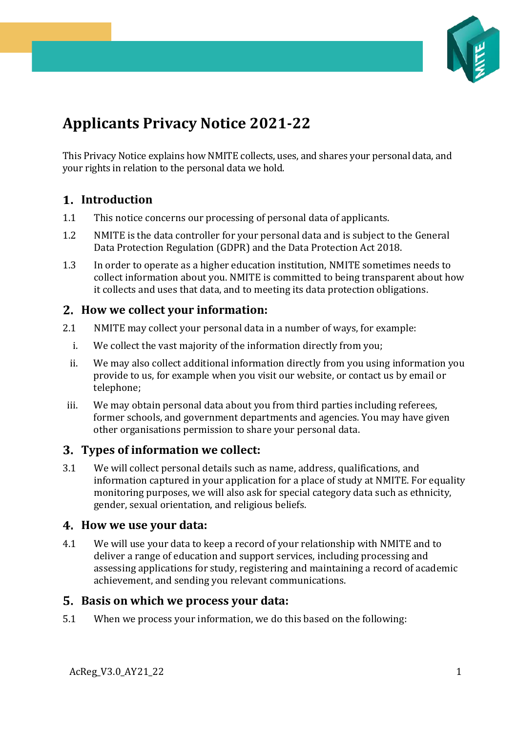# Applicants Privacy Notice 2021-22

This Privacy Notice explains how NMITE collects, uses, and shares your personal data, and your rights in relation to the personal data we hold.

## 1. Introduction

1.1 This notice concerns our processing of personal data of applicants.

1.2 NMITE is the data controller for your personal data and is subject to the General Data Protection Regulation (GDPR) and the Data Protection Act 2018.

1.3 In order to operate as a higher education institution, NMITE sometimes needs to collect information about you. NMITE is committed to being transparent about how it collects and uses that data, and to meeting its data protection obligations.

## 2. How we collect your information:

2.1 NMITE may collect your personal data in a number of ways, for example:

i. We collect the vast majority of the information directly from you;

ii. We may also collect additional information directly from you using information you provide to us, for example when you visit our website, or contact us by email or telephone;

iii. We may obtain personal data about you from third parties including referees, former schools, and government departments and agencies. You may have given other organisations permission to share your personal data.

## 3. Types of information we collect:

3.1 We will collect personal details such as name, address, qualifications, and information captured in your application for a place of study at NMITE. For equality monitoring purposes, we will also ask for special category data such as ethnicity, gender, sexual orientation, and religious beliefs.

## 4. How we use your data:

4.1 We will use your data to keep a record of your relationship with NMITE and to deliver a range of education and support services, including processing and assessing applications for study, registering and maintaining a record of academic achievement, and sending you relevant communications.

## 5. Basis on which we process your data:

5.1 When we process your information, we do this based on the following: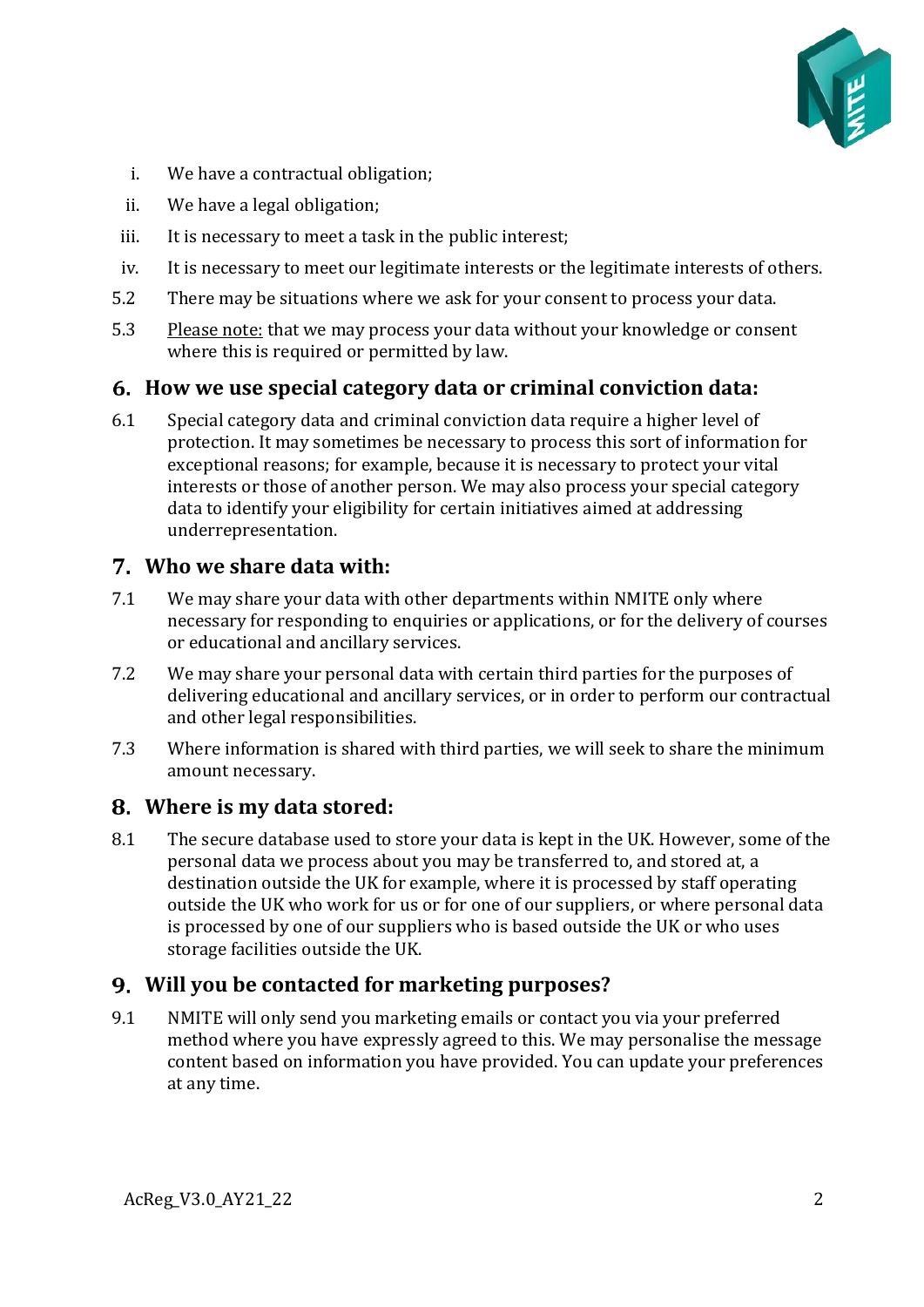i. We have a contractual obligation;

ii. We have a legal obligation;

iii. It is necessary to meet a task in the public interest;

iv. It is necessary to meet our legitimate interests or the legitimate interests of others.

5.2 There may be situations where we ask for your consent to process your data.

5.3 Please note: that we may process your data without your knowledge or consent where this is required or permitted by law.

## 6. How we use special category data or criminal conviction data:

6.1 Special category data and criminal conviction data require a higher level of protection. It may sometimes be necessary to process this sort of information for exceptional reasons; for example, because it is necessary to protect your vital interests or those of another person. We may also process your special category data to identify your eligibility for certain initiatives aimed at addressing underrepresentation.

## 7. Who we share data with:

7.1 We may share your data with other departments within NMITE only where necessary for responding to enquiries or applications, or for the delivery of courses or educational and ancillary services.

7.2 We may share your personal data with certain third parties for the purposes of delivering educational and ancillary services, or in order to perform our contractual and other legal responsibilities.

7.3 Where information is shared with third parties, we will seek to share the minimum amount necessary.

## 8. Where is my data stored:

8.1 The secure database used to store your data is kept in the UK. However, some of the personal data we process about you may be transferred to, and stored at, a destination outside the UK for example, where it is processed by staff operating outside the UK who work for us or for one of our suppliers, or where personal data is processed by one of our suppliers who is based outside the UK or who uses storage facilities outside the UK.

## 9. Will you be contacted for marketing purposes?

9.1 NMITE will only send you marketing emails or contact you via your preferred method where you have expressly agreed to this. We may personalise the message content based on information you have provided. You can update your preferences at any time.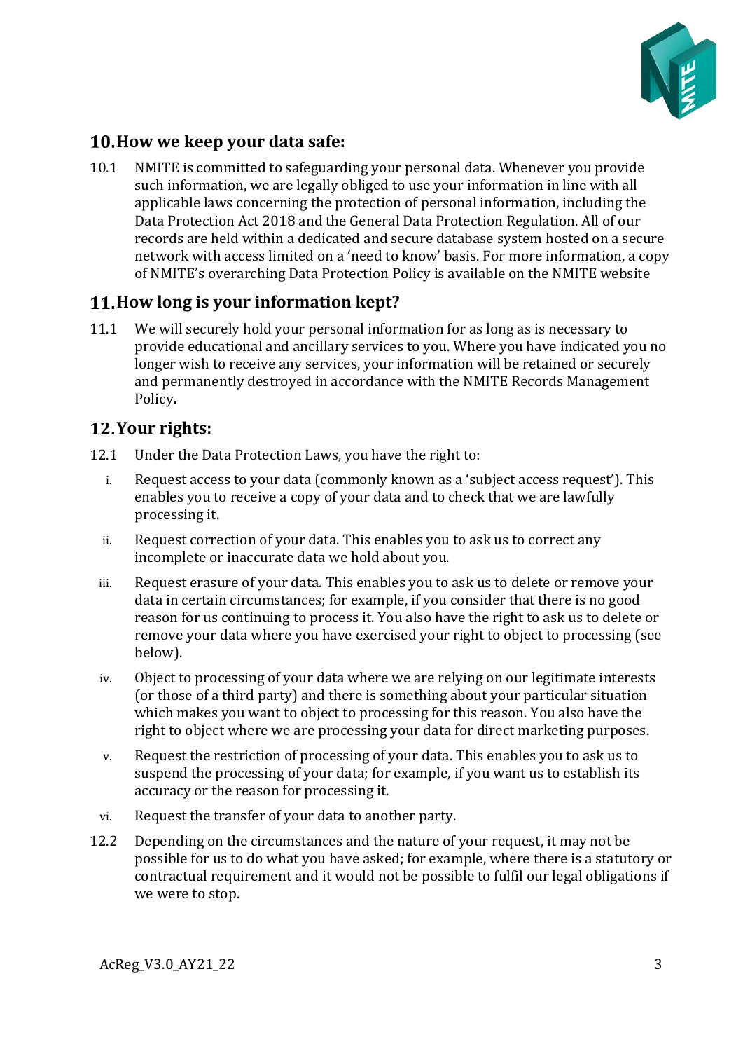## 10. How we keep your data safe:

10.1 NMITE is committed to safeguarding your personal data. Whenever you provide such information, we are legally obliged to use your information in line with all applicable laws concerning the protection of personal information, including the Data Protection Act 2018 and the General Data Protection Regulation. All of our records are held within a dedicated and secure database system hosted on a secure network with access limited on a 'need to know' basis. For more information, a copy of NMITE's overarching Data Protection Policy is available on the NMITE website

## 11. How long is your information kept?

11.1 We will securely hold your personal information for as long as is necessary to provide educational and ancillary services to you. Where you have indicated you no longer wish to receive any services, your information will be retained or securely and permanently destroyed in accordance with the NMITE Records Management Policy**.**

## 12. Your rights:

12.1 Under the Data Protection Laws, you have the right to:

i. Request access to your data (commonly known as a 'subject access request'). This enables you to receive a copy of your data and to check that we are lawfully processing it.

ii. Request correction of your data. This enables you to ask us to correct any incomplete or inaccurate data we hold about you.

iii. Request erasure of your data. This enables you to ask us to delete or remove your data in certain circumstances; for example, if you consider that there is no good reason for us continuing to process it. You also have the right to ask us to delete or remove your data where you have exercised your right to object to processing (see below).

iv. Object to processing of your data where we are relying on our legitimate interests (or those of a third party) and there is something about your particular situation which makes you want to object to processing for this reason. You also have the right to object where we are processing your data for direct marketing purposes.

v. Request the restriction of processing of your data. This enables you to ask us to suspend the processing of your data; for example, if you want us to establish its accuracy or the reason for processing it.

vi. Request the transfer of your data to another party.

12.2 Depending on the circumstances and the nature of your request, it may not be possible for us to do what you have asked; for example, where there is a statutory or contractual requirement and it would not be possible to fulfil our legal obligations if we were to stop.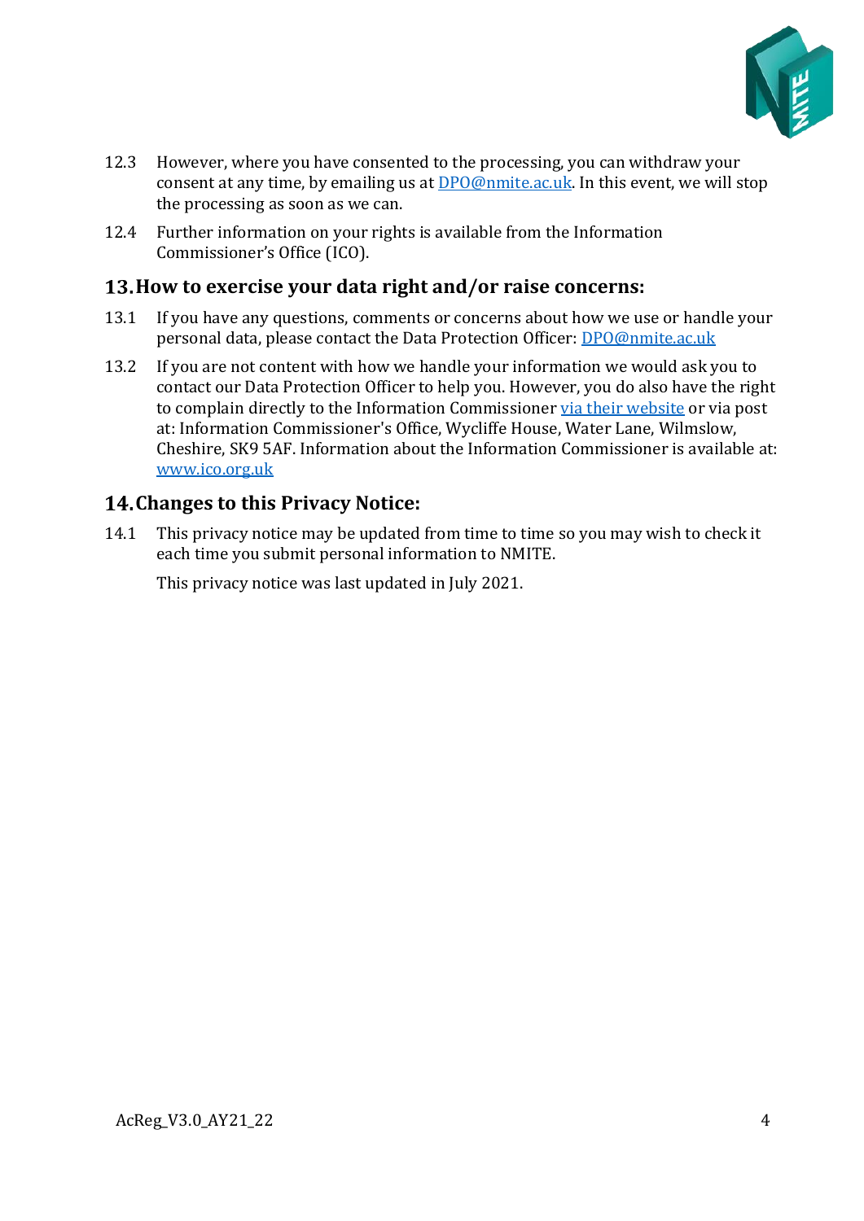12.3 However, where you have consented to the processing, you can withdraw your consent at any time, by emailing us at [DPO@nmite.ac.uk](mailto:DPO@nmite.ac.uk). In this event, we will stop the processing as soon as we can.

12.4 Further information on your rights is available from the Information Commissioner's Office (ICO).

## 13. How to exercise your data right and/or raise concerns:

13.1 If you have any questions, comments or concerns about how we use or handle your personal data, please contact the Data Protection Officer: [DPO@nmite.ac.uk](mailto:DPO@nmite.ac.uk)

13.2 If you are not content with how we handle your information we would ask you to contact our Data Protection Officer to help you. However, you do also have the right to complain directly to the Information Commissioner via their website or via post at: Information Commissioner's Office, Wycliffe House, Water Lane, Wilmslow, Cheshire, SK9 5AF. Information about the Information Commissioner is available at: [www.ico.org.uk](http://www.ico.org.uk)

## 14. Changes to this Privacy Notice:

14.1 This privacy notice may be updated from time to time so you may wish to check it each time you submit personal information to NMITE.

This privacy notice was last updated in July 2021.